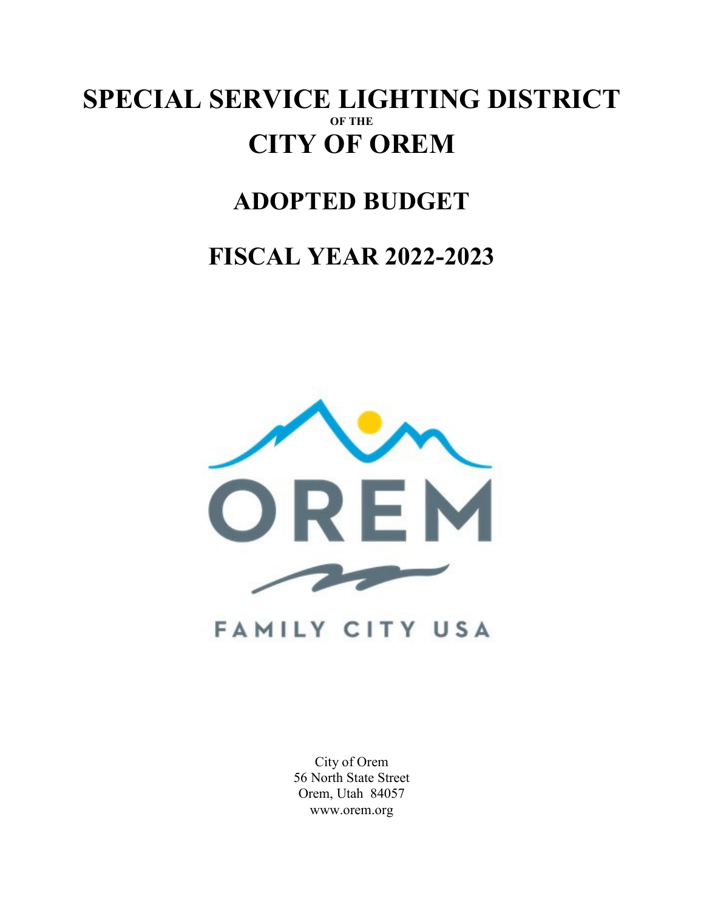# SPECIAL SERVICE LIGHTING DISTRICT

**OF THE**

# CITY OF OREM

## ADOPTED BUDGET

## FISCAL YEAR 2022-2023

OREM

FAMILY CITY USA

City of Orem
56 North State Street
Orem, Utah 84057
www.orem.org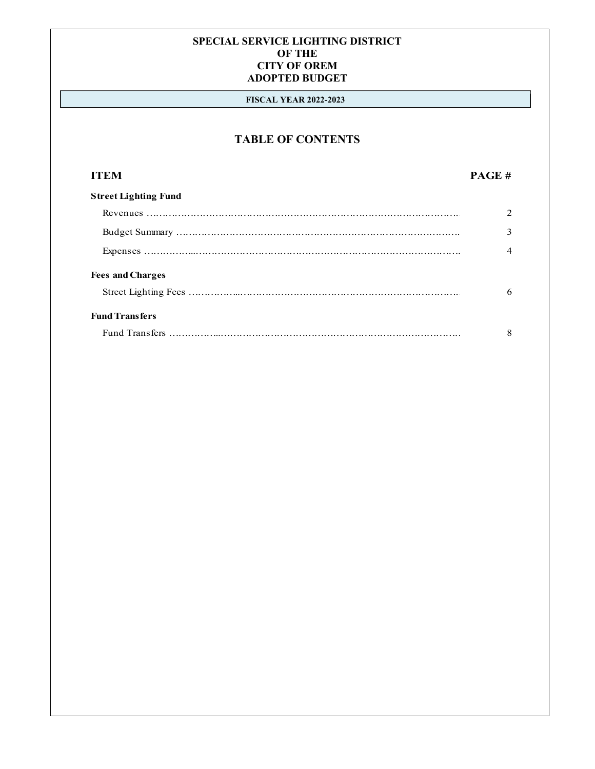# SPECIAL SERVICE LIGHTING DISTRICT
# OF THE
# CITY OF OREM
# ADOPTED BUDGET

**FISCAL YEAR 2022-2023**

## TABLE OF CONTENTS

| ITEM | PAGE # |
|---|---|
| **Street Lighting Fund** | |
| Revenues | 2 |
| Budget Summary | 3 |
| Expenses | 4 |
| **Fees and Charges** | |
| Street Lighting Fees | 6 |
| **Fund Transfers** | |
| Fund Transfers | 8 |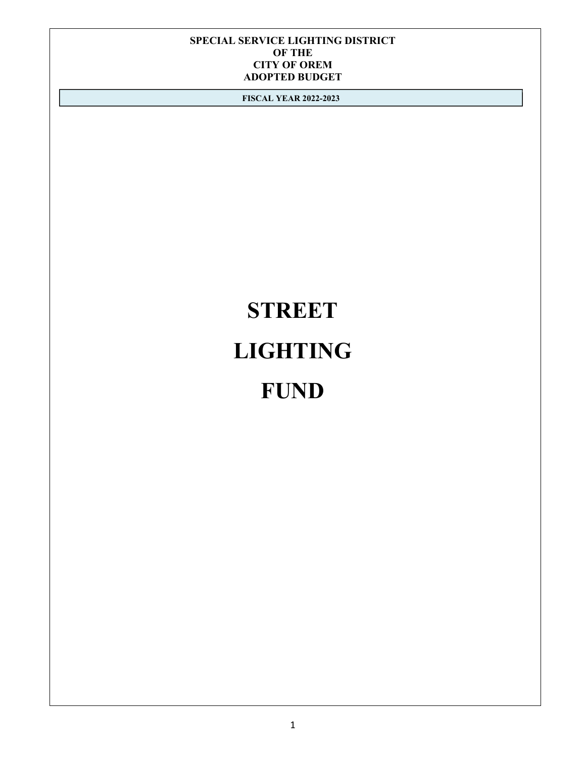**SPECIAL SERVICE LIGHTING DISTRICT**
**OF THE**
**CITY OF OREM**
**ADOPTED BUDGET**

**FISCAL YEAR 2022-2023**

# STREET

# LIGHTING

# FUND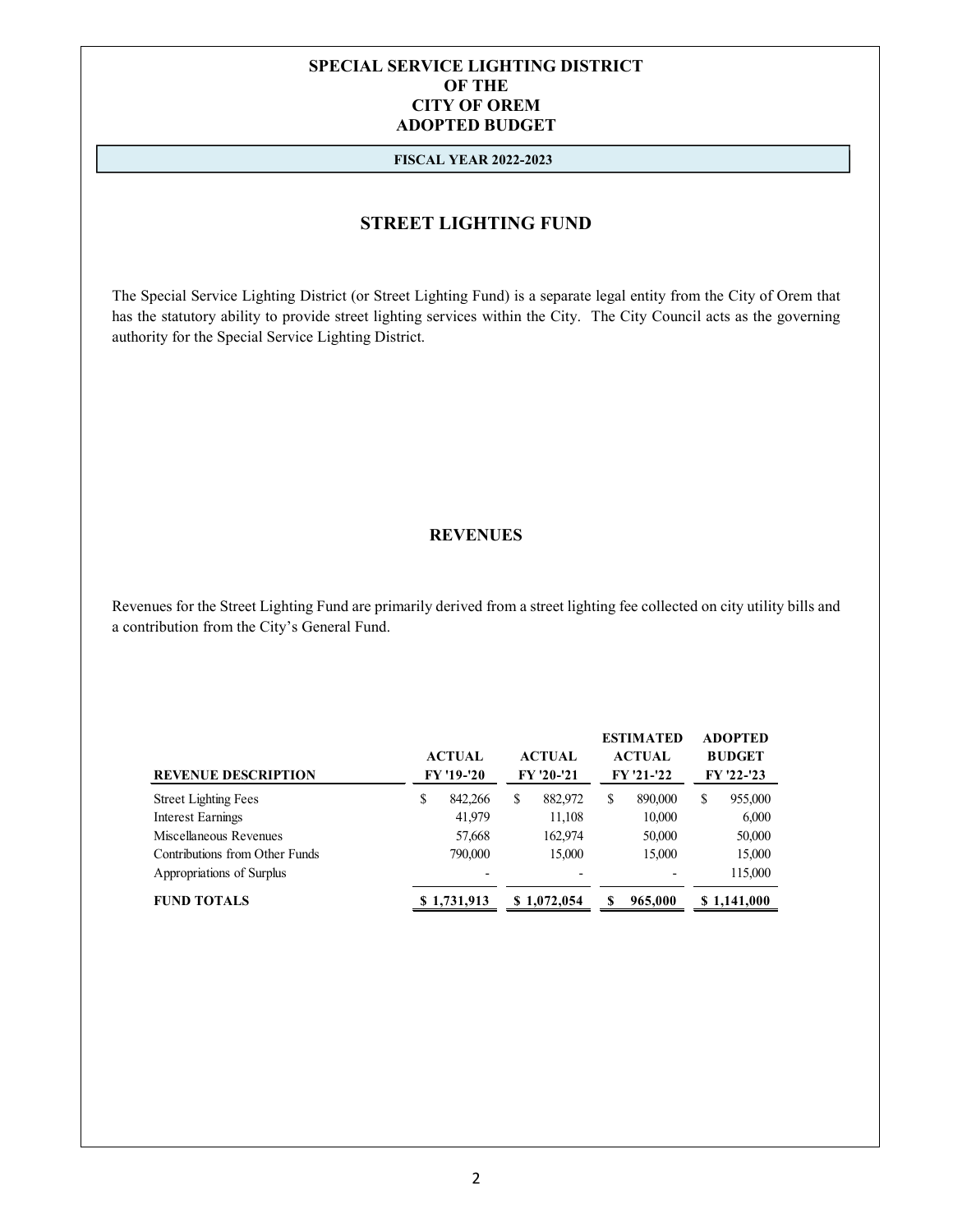# SPECIAL SERVICE LIGHTING DISTRICT
# OF THE
# CITY OF OREM
# ADOPTED BUDGET

**FISCAL YEAR 2022-2023**

## STREET LIGHTING FUND

The Special Service Lighting District (or Street Lighting Fund) is a separate legal entity from the City of Orem that has the statutory ability to provide street lighting services within the City. The City Council acts as the governing authority for the Special Service Lighting District.

## REVENUES

Revenues for the Street Lighting Fund are primarily derived from a street lighting fee collected on city utility bills and a contribution from the City's General Fund.

| REVENUE DESCRIPTION | ACTUAL FY '19-'20 | ACTUAL FY '20-'21 | ESTIMATED ACTUAL FY '21-'22 | ADOPTED BUDGET FY '22-'23 |
|---|---|---|---|---|
| Street Lighting Fees | $ 842,266 | $ 882,972 | $ 890,000 | $ 955,000 |
| Interest Earnings | 41,979 | 11,108 | 10,000 | 6,000 |
| Miscellaneous Revenues | 57,668 | 162,974 | 50,000 | 50,000 |
| Contributions from Other Funds | 790,000 | 15,000 | 15,000 | 15,000 |
| Appropriations of Surplus | - | - | - | 115,000 |
| **FUND TOTALS** | **$ 1,731,913** | **$ 1,072,054** | **$ 965,000** | **$ 1,141,000** |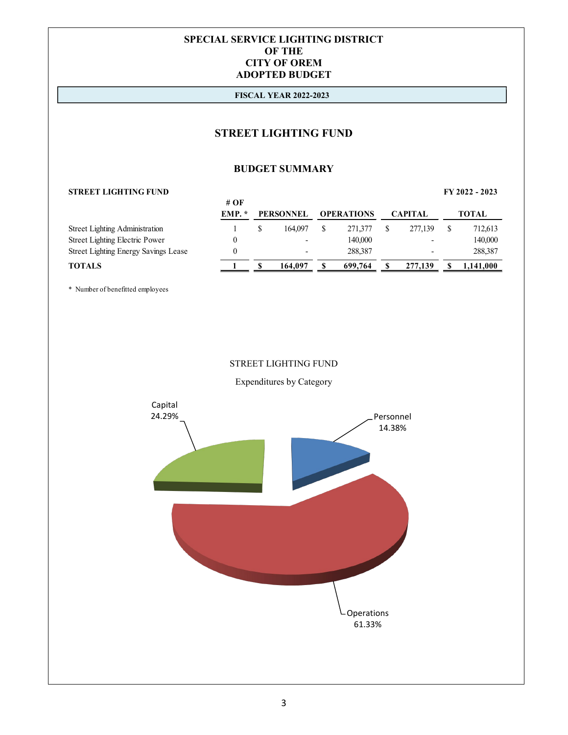# SPECIAL SERVICE LIGHTING DISTRICT OF THE CITY OF OREM ADOPTED BUDGET

**FISCAL YEAR 2022-2023**

## STREET LIGHTING FUND

### BUDGET SUMMARY

| STREET LIGHTING FUND | # OF EMP. * | PERSONNEL | OPERATIONS | CAPITAL | TOTAL |
|---|---|---|---|---|---|
| | | | | | FY 2022 - 2023 |
| Street Lighting Administration | 1 | $ 164,097 | $ 271,377 | $ 277,139 | $ 712,613 |
| Street Lighting Electric Power | 0 | - | 140,000 | - | 140,000 |
| Street Lighting Energy Savings Lease | 0 | - | 288,387 | - | 288,387 |
| **TOTALS** | **1** | **$ 164,097** | **$ 699,764** | **$ 277,139** | **$ 1,141,000** |

\* Number of benefitted employees

STREET LIGHTING FUND

Expenditures by Category

| Category | Percent |
|---|---|
| Personnel | 14.38% |
| Operations | 61.33% |
| Capital | 24.29% |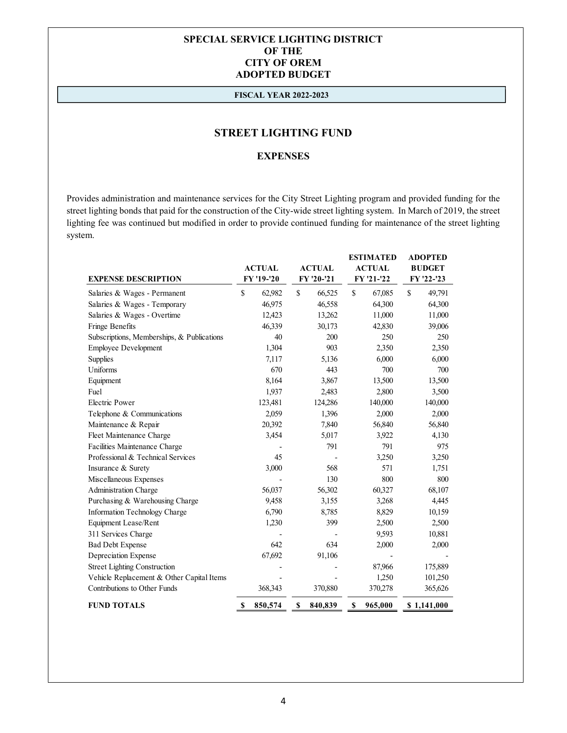# SPECIAL SERVICE LIGHTING DISTRICT OF THE CITY OF OREM ADOPTED BUDGET

**FISCAL YEAR 2022-2023**

## STREET LIGHTING FUND

### EXPENSES

Provides administration and maintenance services for the City Street Lighting program and provided funding for the street lighting bonds that paid for the construction of the City-wide street lighting system. In March of 2019, the street lighting fee was continued but modified in order to provide continued funding for maintenance of the street lighting system.

| EXPENSE DESCRIPTION | ACTUAL FY '19-'20 | ACTUAL FY '20-'21 | ESTIMATED ACTUAL FY '21-'22 | ADOPTED BUDGET FY '22-'23 |
|---|---|---|---|---|
| Salaries & Wages - Permanent | $ 62,982 | $ 66,525 | $ 67,085 | $ 49,791 |
| Salaries & Wages - Temporary | 46,975 | 46,558 | 64,300 | 64,300 |
| Salaries & Wages - Overtime | 12,423 | 13,262 | 11,000 | 11,000 |
| Fringe Benefits | 46,339 | 30,173 | 42,830 | 39,006 |
| Subscriptions, Memberships, & Publications | 40 | 200 | 250 | 250 |
| Employee Development | 1,304 | 903 | 2,350 | 2,350 |
| Supplies | 7,117 | 5,136 | 6,000 | 6,000 |
| Uniforms | 670 | 443 | 700 | 700 |
| Equipment | 8,164 | 3,867 | 13,500 | 13,500 |
| Fuel | 1,937 | 2,483 | 2,800 | 3,500 |
| Electric Power | 123,481 | 124,286 | 140,000 | 140,000 |
| Telephone & Communications | 2,059 | 1,396 | 2,000 | 2,000 |
| Maintenance & Repair | 20,392 | 7,840 | 56,840 | 56,840 |
| Fleet Maintenance Charge | 3,454 | 5,017 | 3,922 | 4,130 |
| Facilities Maintenance Charge | - | 791 | 791 | 975 |
| Professional & Technical Services | 45 | - | 3,250 | 3,250 |
| Insurance & Surety | 3,000 | 568 | 571 | 1,751 |
| Miscellaneous Expenses | - | 130 | 800 | 800 |
| Administration Charge | 56,037 | 56,302 | 60,327 | 68,107 |
| Purchasing & Warehousing Charge | 9,458 | 3,155 | 3,268 | 4,445 |
| Information Technology Charge | 6,790 | 8,785 | 8,829 | 10,159 |
| Equipment Lease/Rent | 1,230 | 399 | 2,500 | 2,500 |
| 311 Services Charge | - | - | 9,593 | 10,881 |
| Bad Debt Expense | 642 | 634 | 2,000 | 2,000 |
| Depreciation Expense | 67,692 | 91,106 | - | - |
| Street Lighting Construction | - | - | 87,966 | 175,889 |
| Vehicle Replacement & Other Capital Items | - | - | 1,250 | 101,250 |
| Contributions to Other Funds | 368,343 | 370,880 | 370,278 | 365,626 |
| **FUND TOTALS** | **$ 850,574** | **$ 840,839** | **$ 965,000** | **$ 1,141,000** |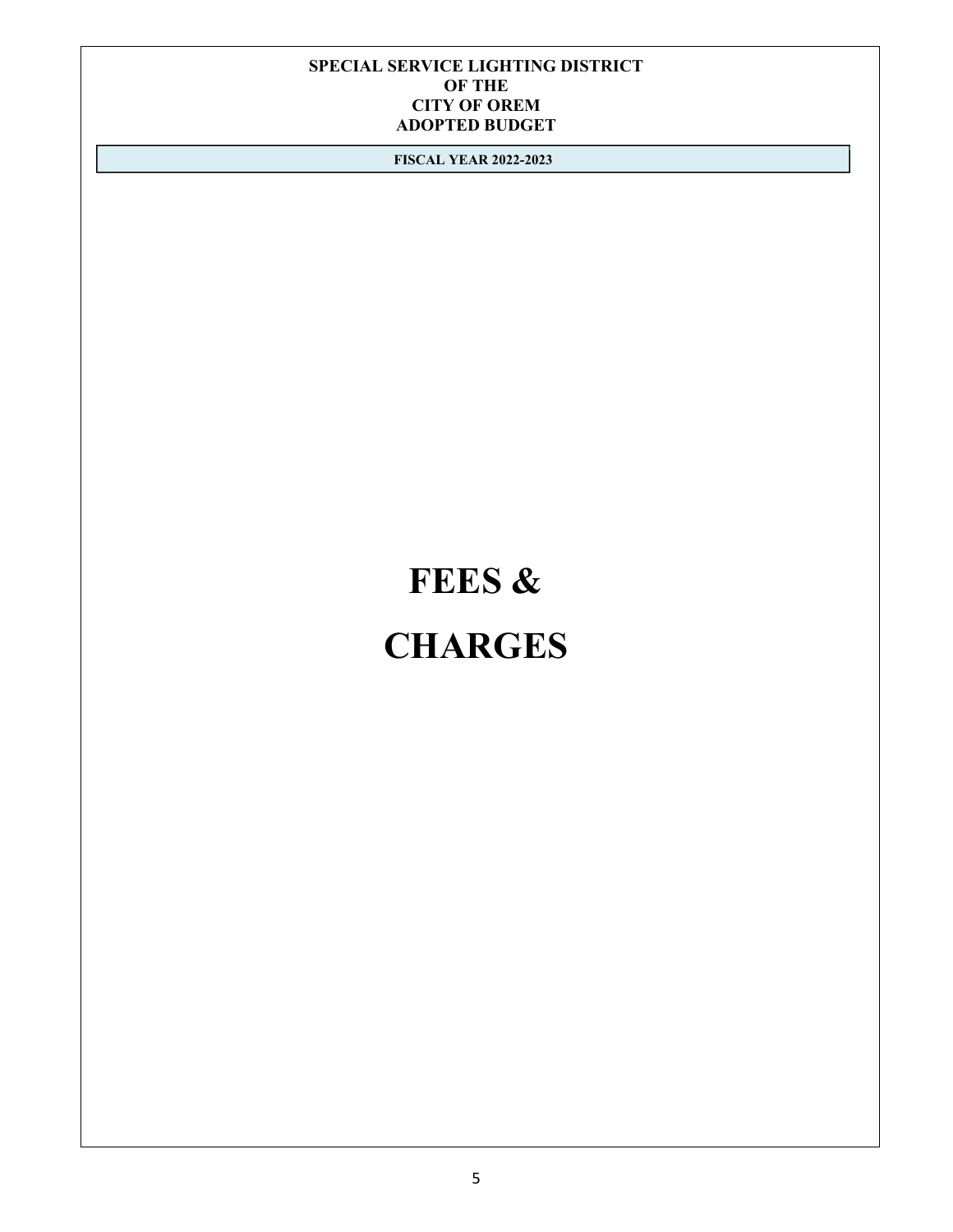**SPECIAL SERVICE LIGHTING DISTRICT**
**OF THE**
**CITY OF OREM**
**ADOPTED BUDGET**

**FISCAL YEAR 2022-2023**

# FEES & CHARGES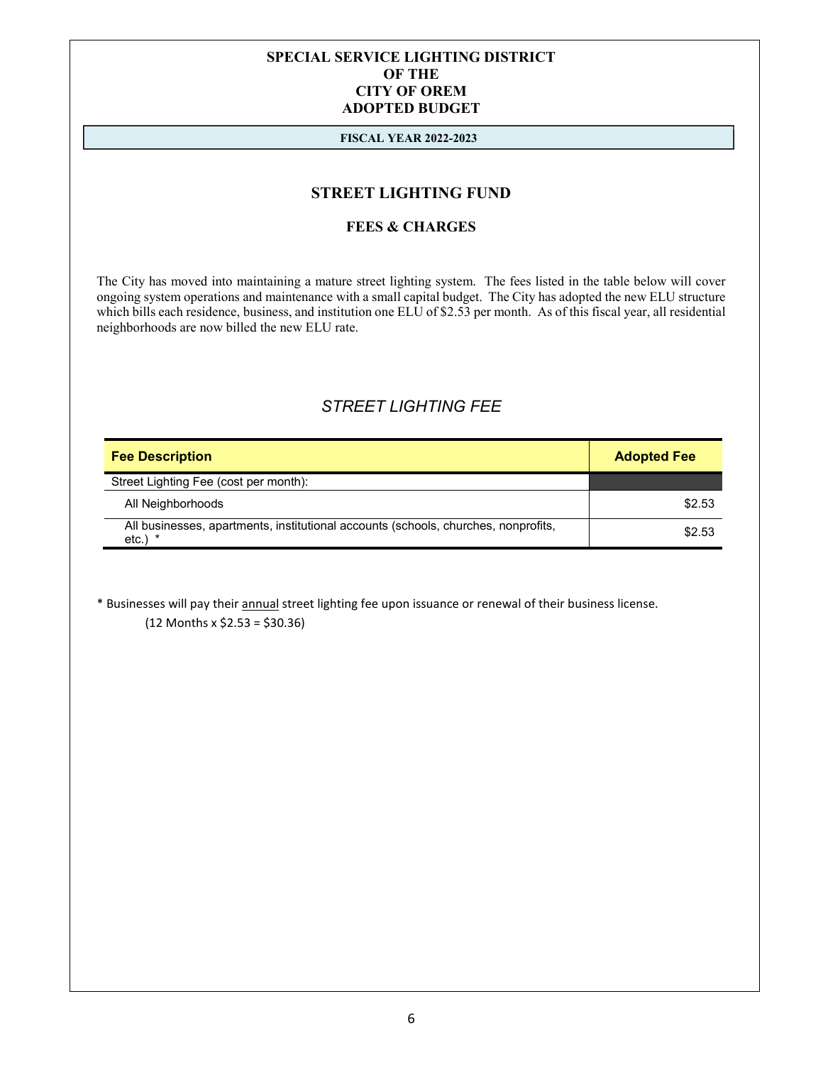# SPECIAL SERVICE LIGHTING DISTRICT
# OF THE
# CITY OF OREM
# ADOPTED BUDGET

**FISCAL YEAR 2022-2023**

## STREET LIGHTING FUND

### FEES & CHARGES

The City has moved into maintaining a mature street lighting system. The fees listed in the table below will cover ongoing system operations and maintenance with a small capital budget. The City has adopted the new ELU structure which bills each residence, business, and institution one ELU of $2.53 per month. As of this fiscal year, all residential neighborhoods are now billed the new ELU rate.

### *STREET LIGHTING FEE*

| Fee Description | Adopted Fee |
|---|---|
| Street Lighting Fee (cost per month): | |
| All Neighborhoods | $2.53 |
| All businesses, apartments, institutional accounts (schools, churches, nonprofits, etc.) * | $2.53 |

* Businesses will pay their annual street lighting fee upon issuance or renewal of their business license.
(12 Months x $2.53 = $30.36)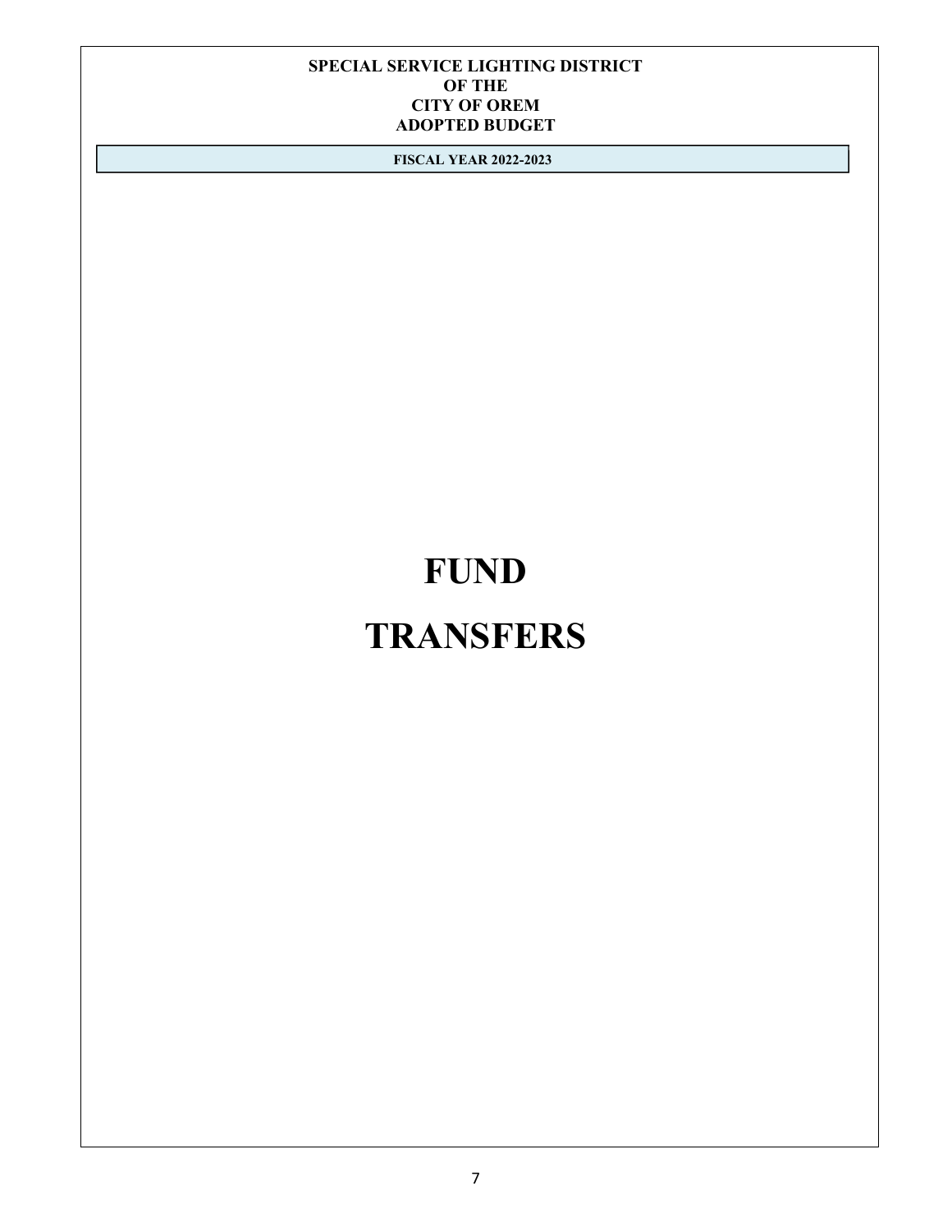**SPECIAL SERVICE LIGHTING DISTRICT**
**OF THE**
**CITY OF OREM**
**ADOPTED BUDGET**

**FISCAL YEAR 2022-2023**

# FUND

# TRANSFERS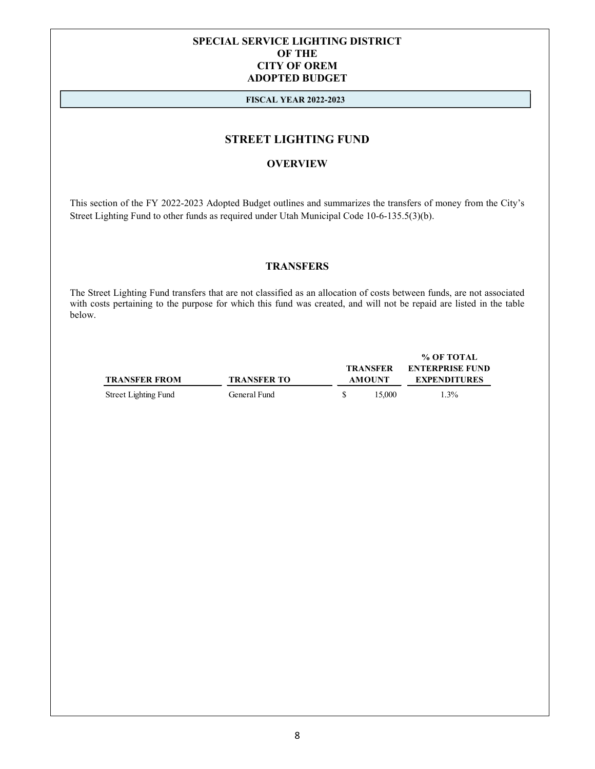# SPECIAL SERVICE LIGHTING DISTRICT OF THE CITY OF OREM ADOPTED BUDGET

**FISCAL YEAR 2022-2023**

## STREET LIGHTING FUND

### OVERVIEW

This section of the FY 2022-2023 Adopted Budget outlines and summarizes the transfers of money from the City's Street Lighting Fund to other funds as required under Utah Municipal Code 10-6-135.5(3)(b).

### TRANSFERS

The Street Lighting Fund transfers that are not classified as an allocation of costs between funds, are not associated with costs pertaining to the purpose for which this fund was created, and will not be repaid are listed in the table below.

| TRANSFER FROM | TRANSFER TO | TRANSFER AMOUNT | % OF TOTAL ENTERPRISE FUND EXPENDITURES |
|---|---|---|---|
| Street Lighting Fund | General Fund | $ 15,000 | 1.3% |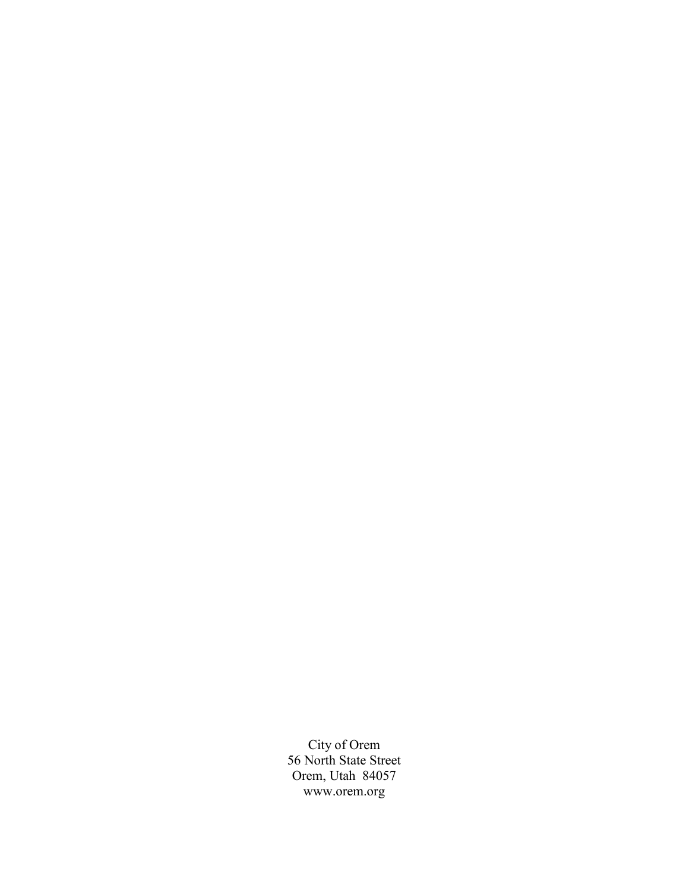City of Orem
56 North State Street
Orem, Utah  84057
www.orem.org